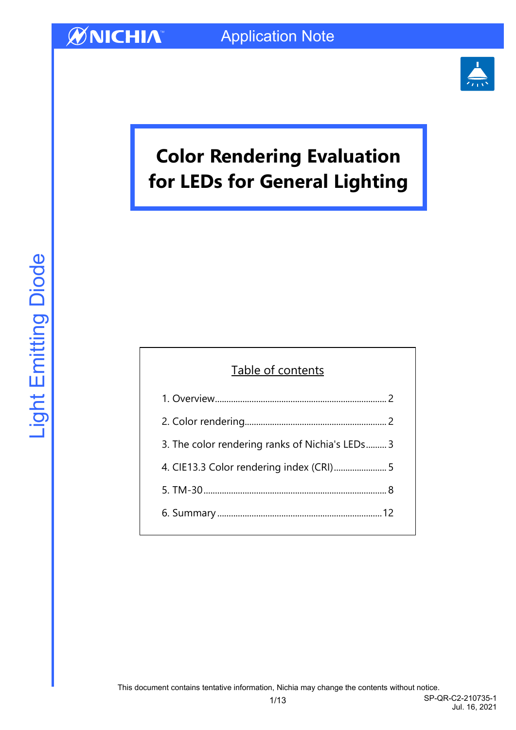NICHIA

Application Note

# Color Rendering Evaluation for LEDs for General Lighting

Light Emitting Diode

## Table of contents

1. Overview........................................................................ 2
2. Color rendering.......................................................... 2
3. The color rendering ranks of Nichia's LEDs......... 3
4. CIE13.3 Color rendering index (CRI)..................... 5
5. TM-30............................................................................ 8
6. Summary.................................................................... 12

This document contains tentative information, Nichia may change the contents without notice.

SP-QR-C2-210735-1
Jul. 16, 2021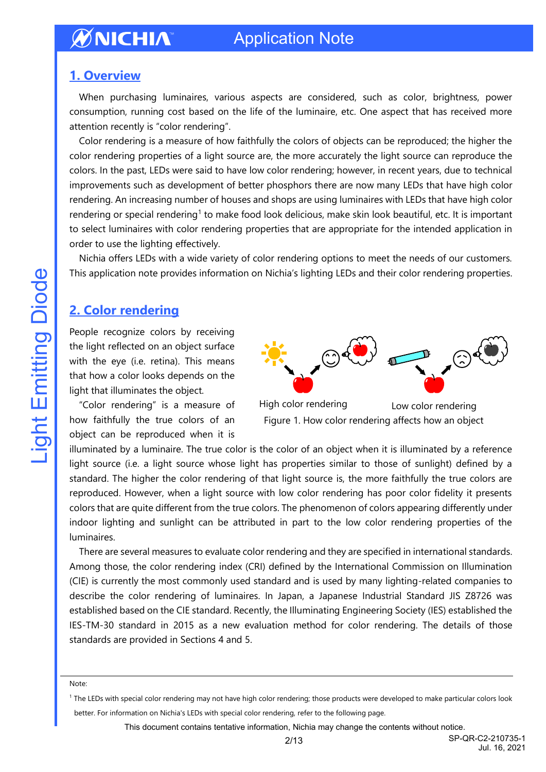## 1. Overview

When purchasing luminaires, various aspects are considered, such as color, brightness, power consumption, running cost based on the life of the luminaire, etc. One aspect that has received more attention recently is "color rendering".

Color rendering is a measure of how faithfully the colors of objects can be reproduced; the higher the color rendering properties of a light source are, the more accurately the light source can reproduce the colors. In the past, LEDs were said to have low color rendering; however, in recent years, due to technical improvements such as development of better phosphors there are now many LEDs that have high color rendering. An increasing number of houses and shops are using luminaires with LEDs that have high color rendering or special rendering[1] to make food look delicious, make skin look beautiful, etc. It is important to select luminaires with color rendering properties that are appropriate for the intended application in order to use the lighting effectively.

Nichia offers LEDs with a wide variety of color rendering options to meet the needs of our customers. This application note provides information on Nichia's lighting LEDs and their color rendering properties.

## 2. Color rendering

People recognize colors by receiving the light reflected on an object surface with the eye (i.e. retina). This means that how a color looks depends on the light that illuminates the object.

"Color rendering" is a measure of how faithfully the true colors of an object can be reproduced when it is illuminated by a luminaire. The true color is the color of an object when it is illuminated by a reference light source (i.e. a light source whose light has properties similar to those of sunlight) defined by a standard. The higher the color rendering of that light source is, the more faithfully the true colors are reproduced. However, when a light source with low color rendering has poor color fidelity it presents colors that are quite different from the true colors. The phenomenon of colors appearing differently under indoor lighting and sunlight can be attributed in part to the low color rendering properties of the luminaires.

High color rendering　　Low color rendering

Figure 1. How color rendering affects how an object

There are several measures to evaluate color rendering and they are specified in international standards. Among those, the color rendering index (CRI) defined by the International Commission on Illumination (CIE) is currently the most commonly used standard and is used by many lighting-related companies to describe the color rendering of luminaires. In Japan, a Japanese Industrial Standard JIS Z8726 was established based on the CIE standard. Recently, the Illuminating Engineering Society (IES) established the IES-TM-30 standard in 2015 as a new evaluation method for color rendering. The details of those standards are provided in Sections 4 and 5.

Note:

[1] The LEDs with special color rendering may not have high color rendering; those products were developed to make particular colors look better. For information on Nichia's LEDs with special color rendering, refer to the following page.

This document contains tentative information, Nichia may change the contents without notice.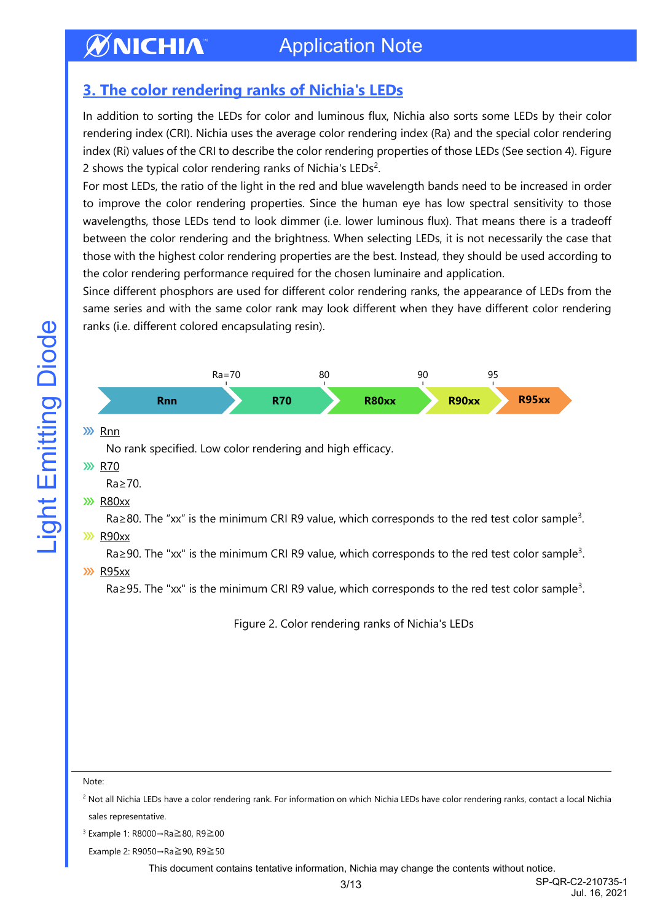## 3. The color rendering ranks of Nichia's LEDs

In addition to sorting the LEDs for color and luminous flux, Nichia also sorts some LEDs by their color rendering index (CRI). Nichia uses the average color rendering index (Ra) and the special color rendering index (Ri) values of the CRI to describe the color rendering properties of those LEDs (See section 4). Figure 2 shows the typical color rendering ranks of Nichia's LEDs[2].

For most LEDs, the ratio of the light in the red and blue wavelength bands need to be increased in order to improve the color rendering properties. Since the human eye has low spectral sensitivity to those wavelengths, those LEDs tend to look dimmer (i.e. lower luminous flux). That means there is a tradeoff between the color rendering and the brightness. When selecting LEDs, it is not necessarily the case that those with the highest color rendering properties are the best. Instead, they should be used according to the color rendering performance required for the chosen luminaire and application.

Since different phosphors are used for different color rendering ranks, the appearance of LEDs from the same series and with the same color rank may look different when they have different color rendering ranks (i.e. different colored encapsulating resin).

| Rnn | Ra=70 R70 | 80 R80xx | 90 R90xx | 95 R95xx |
|---|---|---|---|---|

- Rnn
  No rank specified. Low color rendering and high efficacy.
- R70
  Ra≥70.
- R80xx
  Ra≥80. The "xx" is the minimum CRI R9 value, which corresponds to the red test color sample[3].
- R90xx
  Ra≥90. The "xx" is the minimum CRI R9 value, which corresponds to the red test color sample[3].
- R95xx
  Ra≥95. The "xx" is the minimum CRI R9 value, which corresponds to the red test color sample[3].

Figure 2. Color rendering ranks of Nichia's LEDs

Note:

[2] Not all Nichia LEDs have a color rendering rank. For information on which Nichia LEDs have color rendering ranks, contact a local Nichia sales representative.

[3] Example 1: R8000→Ra≧80, R9≧00

Example 2: R9050→Ra≧90, R9≧50

This document contains tentative information, Nichia may change the contents without notice.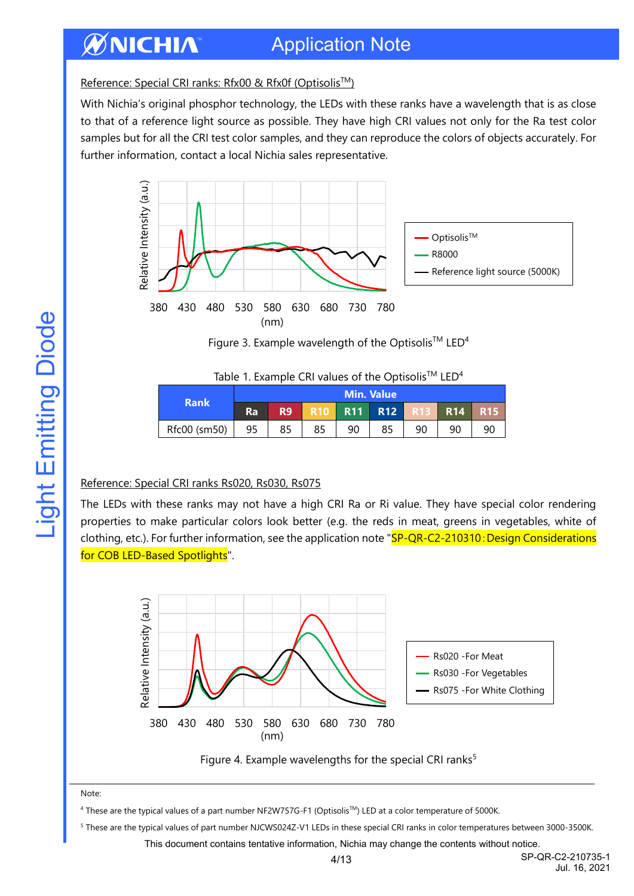Reference: Special CRI ranks: Rfx00 & Rfx0f (Optisolis™)

With Nichia's original phosphor technology, the LEDs with these ranks have a wavelength that is as close to that of a reference light source as possible. They have high CRI values not only for the Ra test color samples but for all the CRI test color samples, and they can reproduce the colors of objects accurately. For further information, contact a local Nichia sales representative.

Figure 3. Example wavelength of the Optisolis™ LED[4]

Table 1. Example CRI values of the Optisolis™ LED[4]

| Rank | Min. Value | | | | | | | |
|---|---|---|---|---|---|---|---|---|
| | Ra | R9 | R10 | R11 | R12 | R13 | R14 | R15 |
| Rfc00 (sm50) | 95 | 85 | 85 | 90 | 85 | 90 | 90 | 90 |

Reference: Special CRI ranks Rs020, Rs030, Rs075

The LEDs with these ranks may not have a high CRI Ra or Ri value. They have special color rendering properties to make particular colors look better (e.g. the reds in meat, greens in vegetables, white of clothing, etc.). For further information, see the application note "SP-QR-C2-210310: Design Considerations for COB LED-Based Spotlights".

Figure 4. Example wavelengths for the special CRI ranks[5]

Note:

[4] These are the typical values of a part number NF2W757G-F1 (Optisolis™) LED at a color temperature of 5000K.

[5] These are the typical values of part number NJCWS024Z-V1 LEDs in these special CRI ranks in color temperatures between 3000-3500K.

This document contains tentative information, Nichia may change the contents without notice.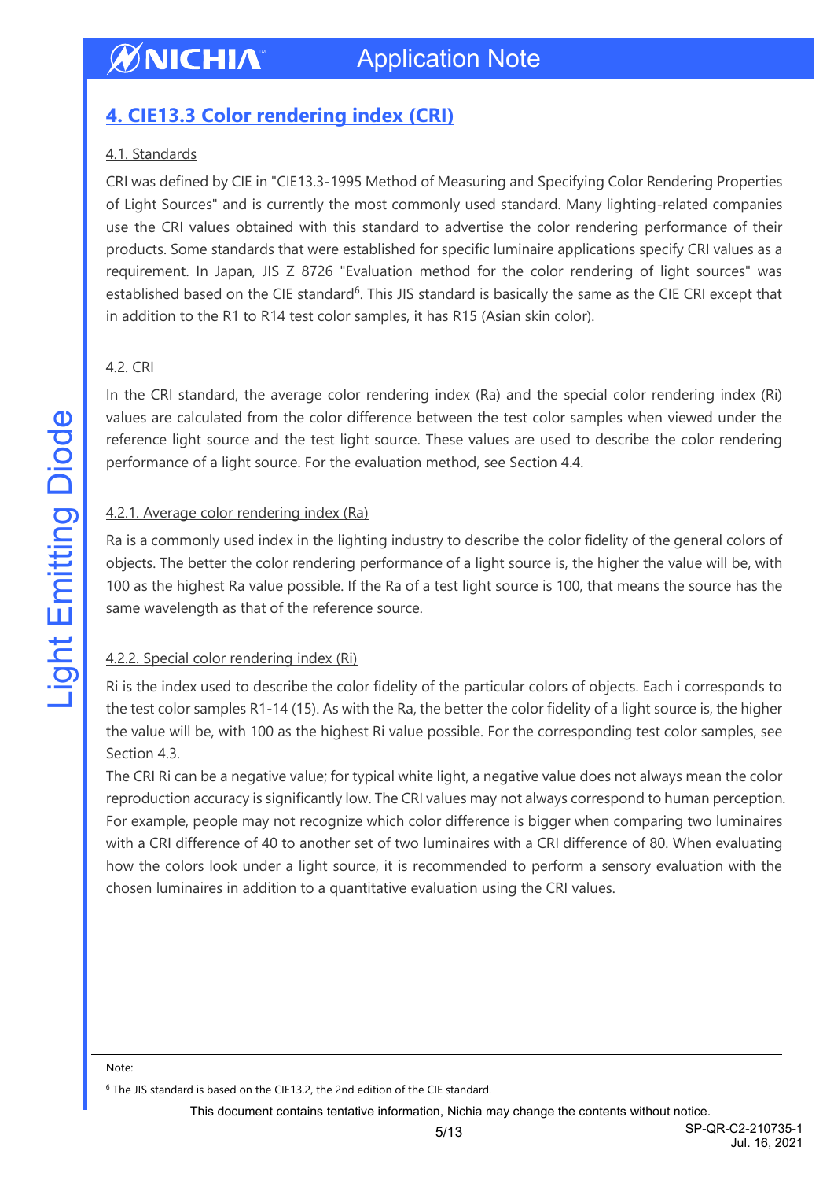## 4. CIE13.3 Color rendering index (CRI)

### 4.1. Standards

CRI was defined by CIE in "CIE13.3-1995 Method of Measuring and Specifying Color Rendering Properties of Light Sources" and is currently the most commonly used standard. Many lighting-related companies use the CRI values obtained with this standard to advertise the color rendering performance of their products. Some standards that were established for specific luminaire applications specify CRI values as a requirement. In Japan, JIS Z 8726 "Evaluation method for the color rendering of light sources" was established based on the CIE standard[6]. This JIS standard is basically the same as the CIE CRI except that in addition to the R1 to R14 test color samples, it has R15 (Asian skin color).

### 4.2. CRI

In the CRI standard, the average color rendering index (Ra) and the special color rendering index (Ri) values are calculated from the color difference between the test color samples when viewed under the reference light source and the test light source. These values are used to describe the color rendering performance of a light source. For the evaluation method, see Section 4.4.

#### 4.2.1. Average color rendering index (Ra)

Ra is a commonly used index in the lighting industry to describe the color fidelity of the general colors of objects. The better the color rendering performance of a light source is, the higher the value will be, with 100 as the highest Ra value possible. If the Ra of a test light source is 100, that means the source has the same wavelength as that of the reference source.

#### 4.2.2. Special color rendering index (Ri)

Ri is the index used to describe the color fidelity of the particular colors of objects. Each i corresponds to the test color samples R1-14 (15). As with the Ra, the better the color fidelity of a light source is, the higher the value will be, with 100 as the highest Ri value possible. For the corresponding test color samples, see Section 4.3.

The CRI Ri can be a negative value; for typical white light, a negative value does not always mean the color reproduction accuracy is significantly low. The CRI values may not always correspond to human perception. For example, people may not recognize which color difference is bigger when comparing two luminaires with a CRI difference of 40 to another set of two luminaires with a CRI difference of 80. When evaluating how the colors look under a light source, it is recommended to perform a sensory evaluation with the chosen luminaires in addition to a quantitative evaluation using the CRI values.

Note:

[6] The JIS standard is based on the CIE13.2, the 2nd edition of the CIE standard.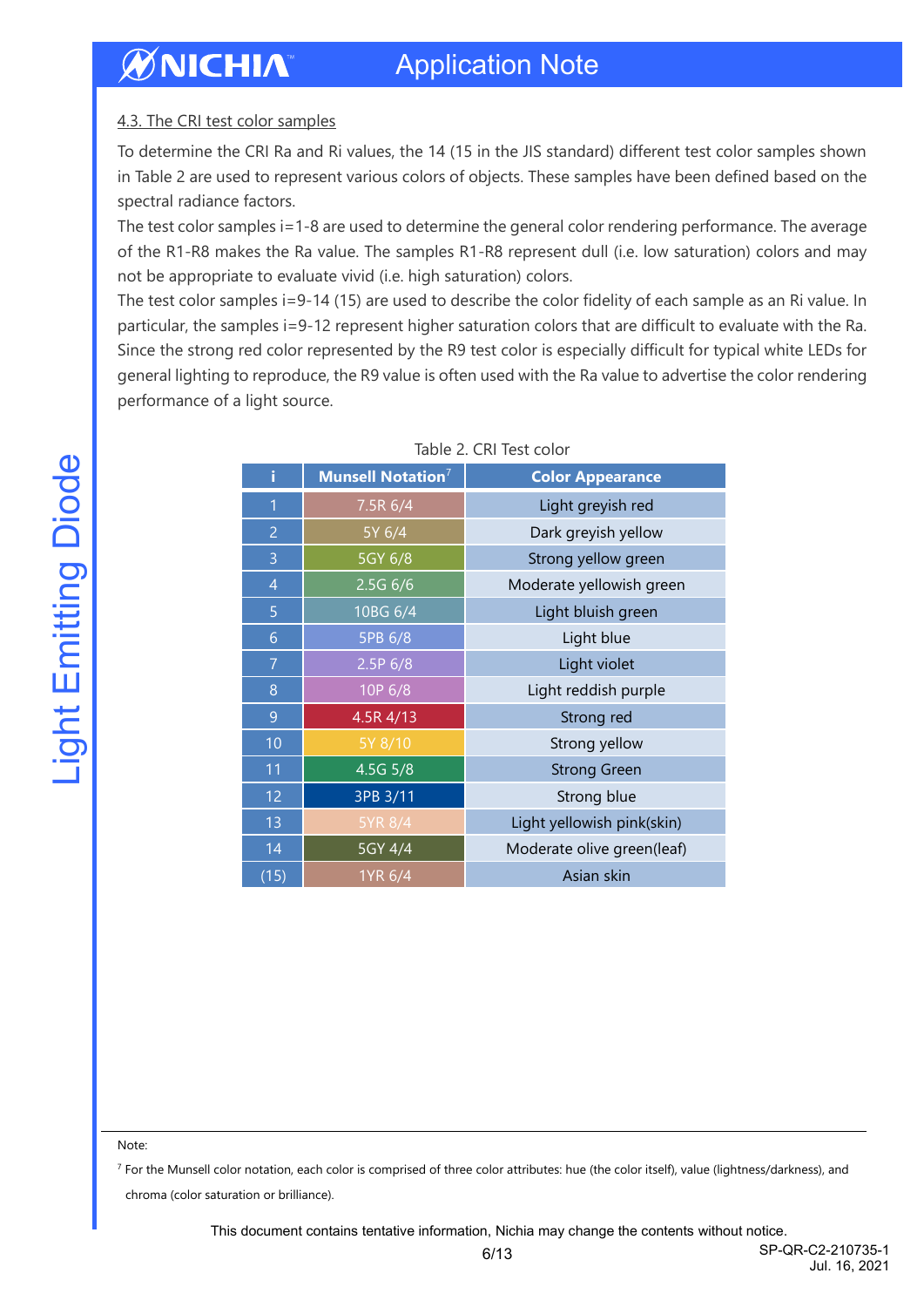## 4.3. The CRI test color samples

To determine the CRI Ra and Ri values, the 14 (15 in the JIS standard) different test color samples shown in Table 2 are used to represent various colors of objects. These samples have been defined based on the spectral radiance factors.

The test color samples i=1-8 are used to determine the general color rendering performance. The average of the R1-R8 makes the Ra value. The samples R1-R8 represent dull (i.e. low saturation) colors and may not be appropriate to evaluate vivid (i.e. high saturation) colors.

The test color samples i=9-14 (15) are used to describe the color fidelity of each sample as an Ri value. In particular, the samples i=9-12 represent higher saturation colors that are difficult to evaluate with the Ra. Since the strong red color represented by the R9 test color is especially difficult for typical white LEDs for general lighting to reproduce, the R9 value is often used with the Ra value to advertise the color rendering performance of a light source.

Table 2. CRI Test color

| i | Munsell Notation[7] | Color Appearance |
|---|---|---|
| 1 | 7.5R 6/4 | Light greyish red |
| 2 | 5Y 6/4 | Dark greyish yellow |
| 3 | 5GY 6/8 | Strong yellow green |
| 4 | 2.5G 6/6 | Moderate yellowish green |
| 5 | 10BG 6/4 | Light bluish green |
| 6 | 5PB 6/8 | Light blue |
| 7 | 2.5P 6/8 | Light violet |
| 8 | 10P 6/8 | Light reddish purple |
| 9 | 4.5R 4/13 | Strong red |
| 10 | 5Y 8/10 | Strong yellow |
| 11 | 4.5G 5/8 | Strong Green |
| 12 | 3PB 3/11 | Strong blue |
| 13 | 5YR 8/4 | Light yellowish pink(skin) |
| 14 | 5GY 4/4 | Moderate olive green(leaf) |
| (15) | 1YR 6/4 | Asian skin |

Note:

[7] For the Munsell color notation, each color is comprised of three color attributes: hue (the color itself), value (lightness/darkness), and chroma (color saturation or brilliance).

This document contains tentative information, Nichia may change the contents without notice.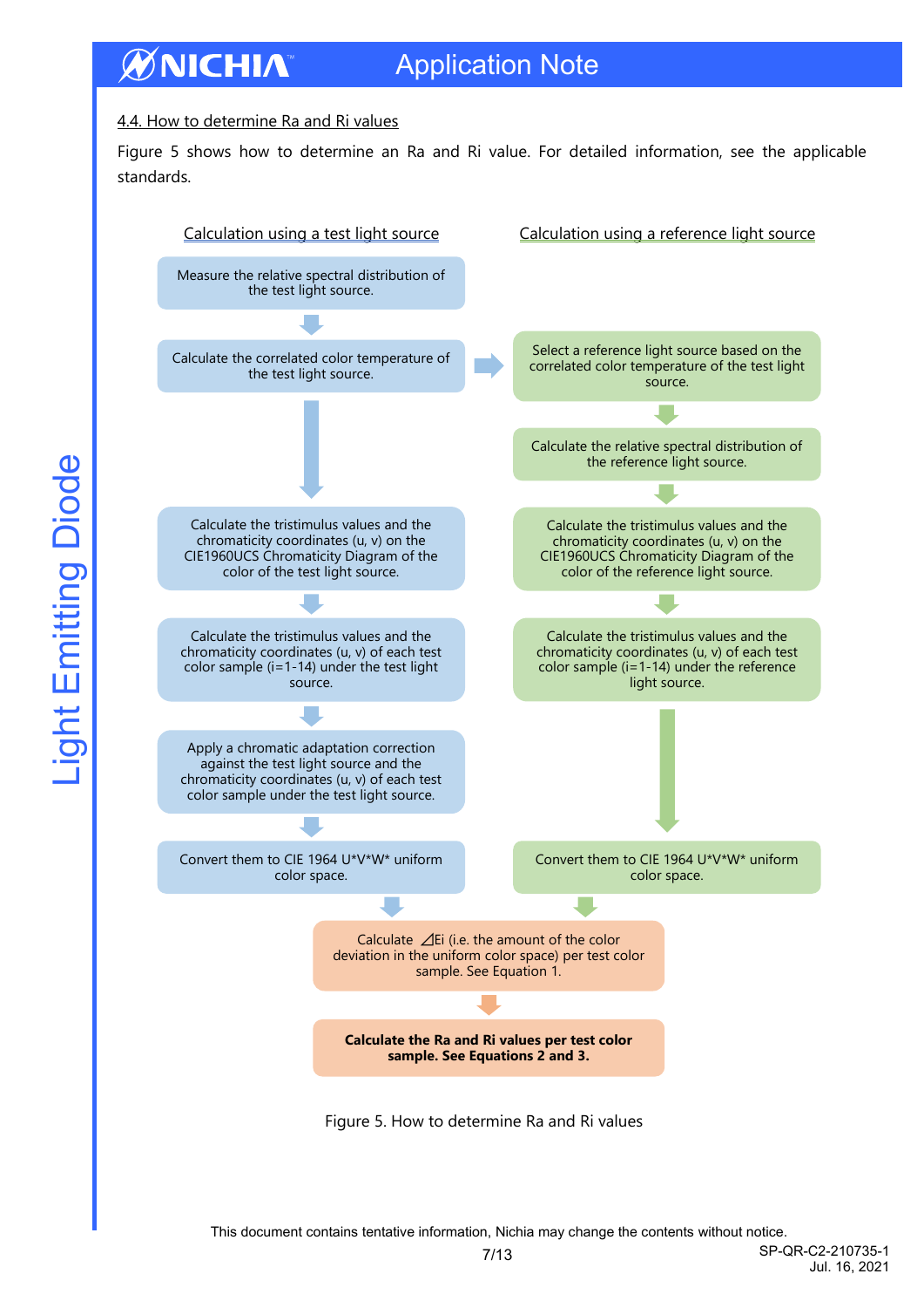## 4.4. How to determine Ra and Ri values

Figure 5 shows how to determine an Ra and Ri value. For detailed information, see the applicable standards.

**Calculation using a test light source**

1. Measure the relative spectral distribution of the test light source.
2. Calculate the correlated color temperature of the test light source.
3. Calculate the tristimulus values and the chromaticity coordinates (u, v) on the CIE1960UCS Chromaticity Diagram of the color of the test light source.
4. Calculate the tristimulus values and the chromaticity coordinates (u, v) of each test color sample (i=1-14) under the test light source.
5. Apply a chromatic adaptation correction against the test light source and the chromaticity coordinates (u, v) of each test color sample under the test light source.
6. Convert them to CIE 1964 U\*V\*W\* uniform color space.

**Calculation using a reference light source**

1. Select a reference light source based on the correlated color temperature of the test light source.
2. Calculate the relative spectral distribution of the reference light source.
3. Calculate the tristimulus values and the chromaticity coordinates (u, v) on the CIE1960UCS Chromaticity Diagram of the color of the reference light source.
4. Calculate the tristimulus values and the chromaticity coordinates (u, v) of each test color sample (i=1-14) under the reference light source.
5. Convert them to CIE 1964 U\*V\*W\* uniform color space.

**Combined steps**

1. Calculate $\Delta E_i$ (i.e. the amount of the color deviation in the uniform color space) per test color sample. See Equation 1.
2. **Calculate the Ra and Ri values per test color sample. See Equations 2 and 3.**

Figure 5. How to determine Ra and Ri values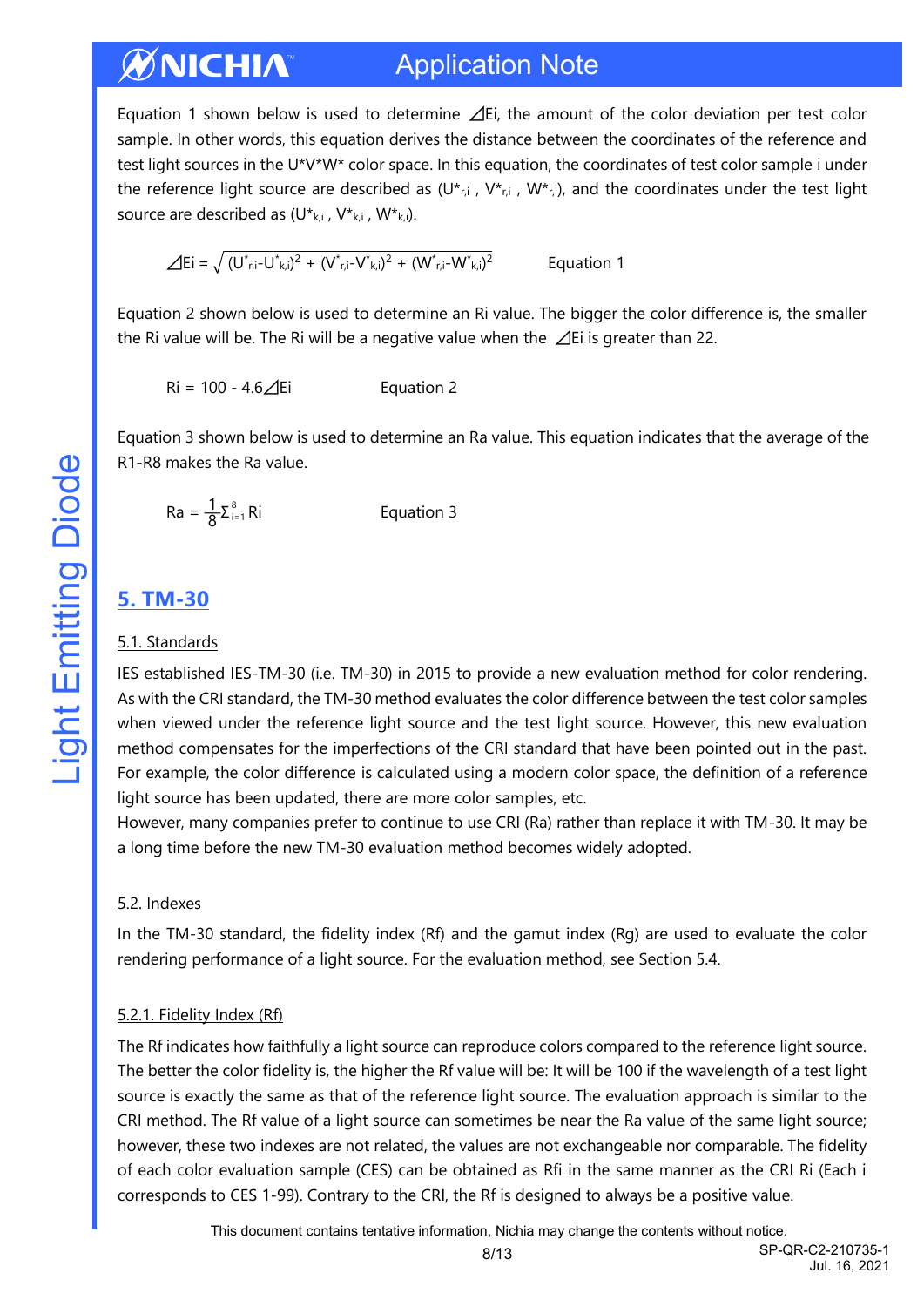Equation 1 shown below is used to determine $\varDelta Ei$, the amount of the color deviation per test color sample. In other words, this equation derives the distance between the coordinates of the reference and test light sources in the U*V*W* color space. In this equation, the coordinates of test color sample i under the reference light source are described as ($U^*_{r,i}$ , $V^*_{r,i}$ , $W^*_{r,i}$), and the coordinates under the test light source are described as ($U^*_{k,i}$ , $V^*_{k,i}$ , $W^*_{k,i}$).

$$\varDelta Ei = \sqrt{(U^*_{r,i}-U^*_{k,i})^2 + (V^*_{r,i}-V^*_{k,i})^2 + (W^*_{r,i}-W^*_{k,i})^2} \qquad \text{Equation 1}$$

Equation 2 shown below is used to determine an Ri value. The bigger the color difference is, the smaller the Ri value will be. The Ri will be a negative value when the $\varDelta Ei$ is greater than 22.

$$Ri = 100 - 4.6\varDelta Ei \qquad \text{Equation 2}$$

Equation 3 shown below is used to determine an Ra value. This equation indicates that the average of the R1-R8 makes the Ra value.

$$Ra = \frac{1}{8}\Sigma_{i=1}^{8} Ri \qquad \text{Equation 3}$$

## 5. TM-30

### 5.1. Standards

IES established IES-TM-30 (i.e. TM-30) in 2015 to provide a new evaluation method for color rendering. As with the CRI standard, the TM-30 method evaluates the color difference between the test color samples when viewed under the reference light source and the test light source. However, this new evaluation method compensates for the imperfections of the CRI standard that have been pointed out in the past. For example, the color difference is calculated using a modern color space, the definition of a reference light source has been updated, there are more color samples, etc.
However, many companies prefer to continue to use CRI (Ra) rather than replace it with TM-30. It may be a long time before the new TM-30 evaluation method becomes widely adopted.

### 5.2. Indexes

In the TM-30 standard, the fidelity index (Rf) and the gamut index (Rg) are used to evaluate the color rendering performance of a light source. For the evaluation method, see Section 5.4.

#### 5.2.1. Fidelity Index (Rf)

The Rf indicates how faithfully a light source can reproduce colors compared to the reference light source. The better the color fidelity is, the higher the Rf value will be: It will be 100 if the wavelength of a test light source is exactly the same as that of the reference light source. The evaluation approach is similar to the CRI method. The Rf value of a light source can sometimes be near the Ra value of the same light source; however, these two indexes are not related, the values are not exchangeable nor comparable. The fidelity of each color evaluation sample (CES) can be obtained as Rfi in the same manner as the CRI Ri (Each i corresponds to CES 1-99). Contrary to the CRI, the Rf is designed to always be a positive value.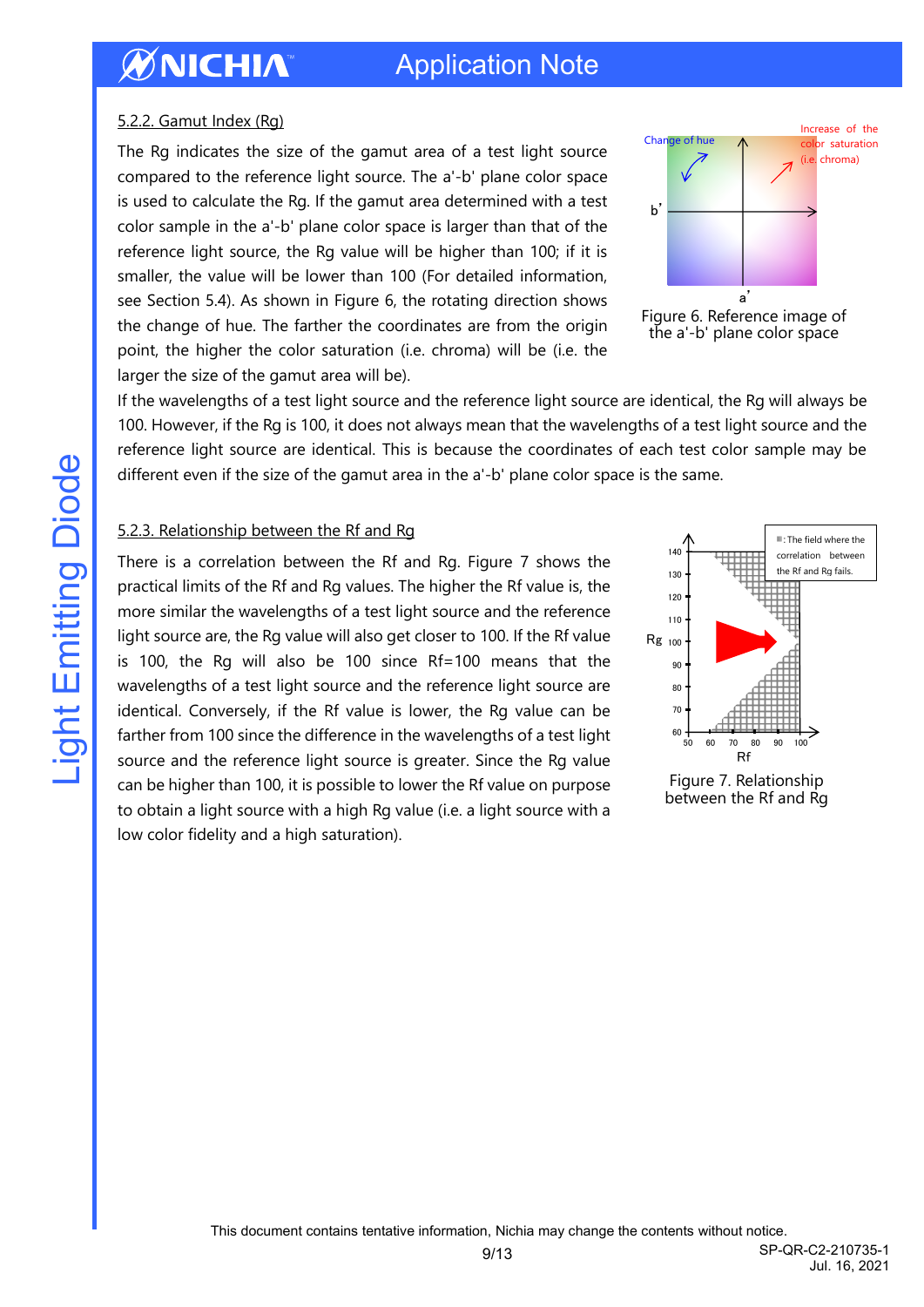#### 5.2.2. Gamut Index (Rg)

The Rg indicates the size of the gamut area of a test light source compared to the reference light source. The a'-b' plane color space is used to calculate the Rg. If the gamut area determined with a test color sample in the a'-b' plane color space is larger than that of the reference light source, the Rg value will be higher than 100; if it is smaller, the value will be lower than 100 (For detailed information, see Section 5.4). As shown in Figure 6, the rotating direction shows the change of hue. The farther the coordinates are from the origin point, the higher the color saturation (i.e. chroma) will be (i.e. the larger the size of the gamut area will be).

Figure 6. Reference image of the a'-b' plane color space

If the wavelengths of a test light source and the reference light source are identical, the Rg will always be 100. However, if the Rg is 100, it does not always mean that the wavelengths of a test light source and the reference light source are identical. This is because the coordinates of each test color sample may be different even if the size of the gamut area in the a'-b' plane color space is the same.

#### 5.2.3. Relationship between the Rf and Rg

There is a correlation between the Rf and Rg. Figure 7 shows the practical limits of the Rf and Rg values. The higher the Rf value is, the more similar the wavelengths of a test light source and the reference light source are, the Rg value will also get closer to 100. If the Rf value is 100, the Rg will also be 100 since Rf=100 means that the wavelengths of a test light source and the reference light source are identical. Conversely, if the Rf value is lower, the Rg value can be farther from 100 since the difference in the wavelengths of a test light source and the reference light source is greater. Since the Rg value can be higher than 100, it is possible to lower the Rf value on purpose to obtain a light source with a high Rg value (i.e. a light source with a low color fidelity and a high saturation).

Figure 7. Relationship between the Rf and Rg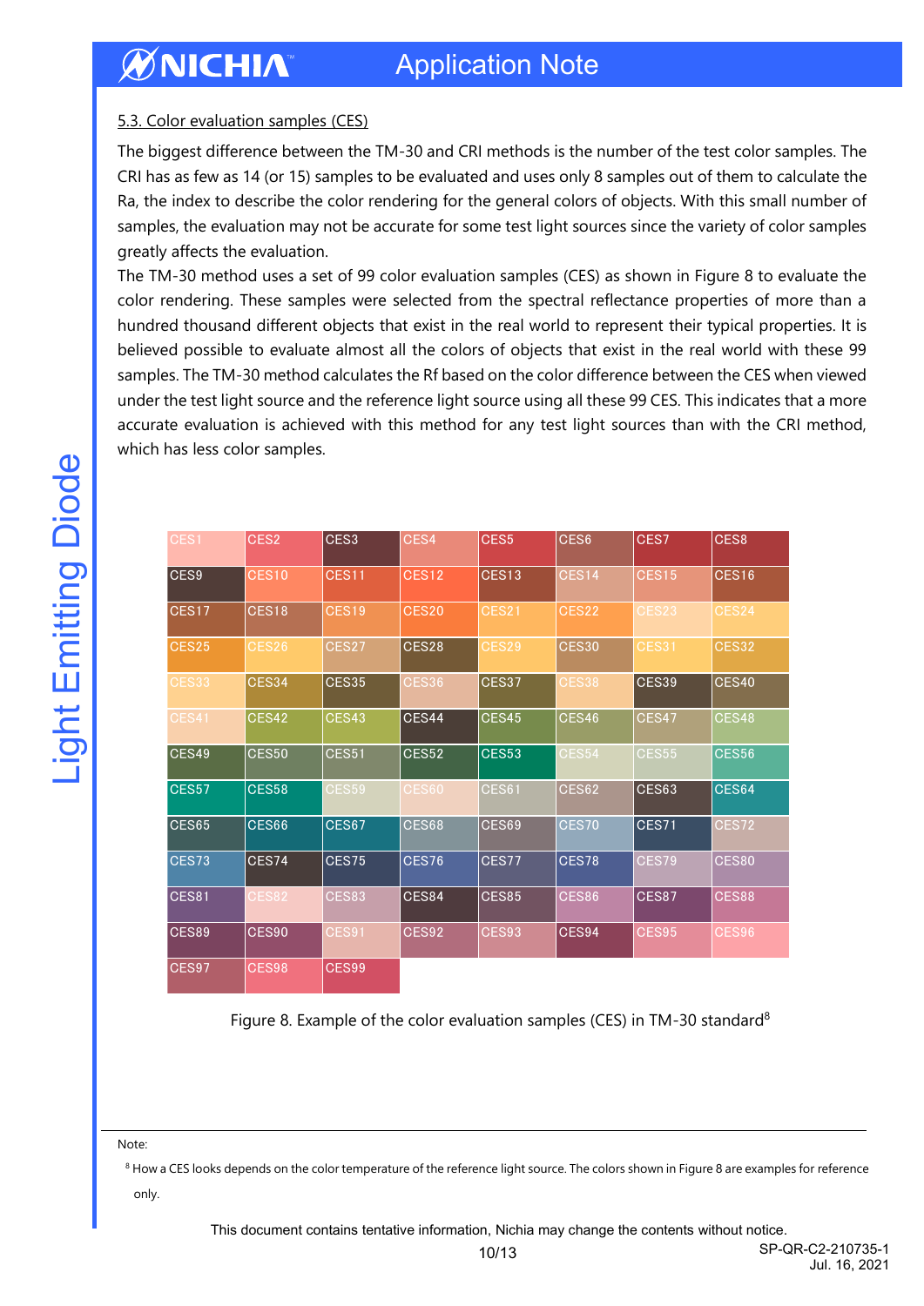## 5.3. Color evaluation samples (CES)

The biggest difference between the TM-30 and CRI methods is the number of the test color samples. The CRI has as few as 14 (or 15) samples to be evaluated and uses only 8 samples out of them to calculate the Ra, the index to describe the color rendering for the general colors of objects. With this small number of samples, the evaluation may not be accurate for some test light sources since the variety of color samples greatly affects the evaluation.

The TM-30 method uses a set of 99 color evaluation samples (CES) as shown in Figure 8 to evaluate the color rendering. These samples were selected from the spectral reflectance properties of more than a hundred thousand different objects that exist in the real world to represent their typical properties. It is believed possible to evaluate almost all the colors of objects that exist in the real world with these 99 samples. The TM-30 method calculates the Rf based on the color difference between the CES when viewed under the test light source and the reference light source using all these 99 CES. This indicates that a more accurate evaluation is achieved with this method for any test light sources than with the CRI method, which has less color samples.

| CES1 | CES2 | CES3 | CES4 | CES5 | CES6 | CES7 | CES8 |
|---|---|---|---|---|---|---|---|
| CES9 | CES10 | CES11 | CES12 | CES13 | CES14 | CES15 | CES16 |
| CES17 | CES18 | CES19 | CES20 | CES21 | CES22 | CES23 | CES24 |
| CES25 | CES26 | CES27 | CES28 | CES29 | CES30 | CES31 | CES32 |
| CES33 | CES34 | CES35 | CES36 | CES37 | CES38 | CES39 | CES40 |
| CES41 | CES42 | CES43 | CES44 | CES45 | CES46 | CES47 | CES48 |
| CES49 | CES50 | CES51 | CES52 | CES53 | CES54 | CES55 | CES56 |
| CES57 | CES58 | CES59 | CES60 | CES61 | CES62 | CES63 | CES64 |
| CES65 | CES66 | CES67 | CES68 | CES69 | CES70 | CES71 | CES72 |
| CES73 | CES74 | CES75 | CES76 | CES77 | CES78 | CES79 | CES80 |
| CES81 | CES82 | CES83 | CES84 | CES85 | CES86 | CES87 | CES88 |
| CES89 | CES90 | CES91 | CES92 | CES93 | CES94 | CES95 | CES96 |
| CES97 | CES98 | CES99 | | | | | |

Figure 8. Example of the color evaluation samples (CES) in TM-30 standard[8]

Note:

[8] How a CES looks depends on the color temperature of the reference light source. The colors shown in Figure 8 are examples for reference only.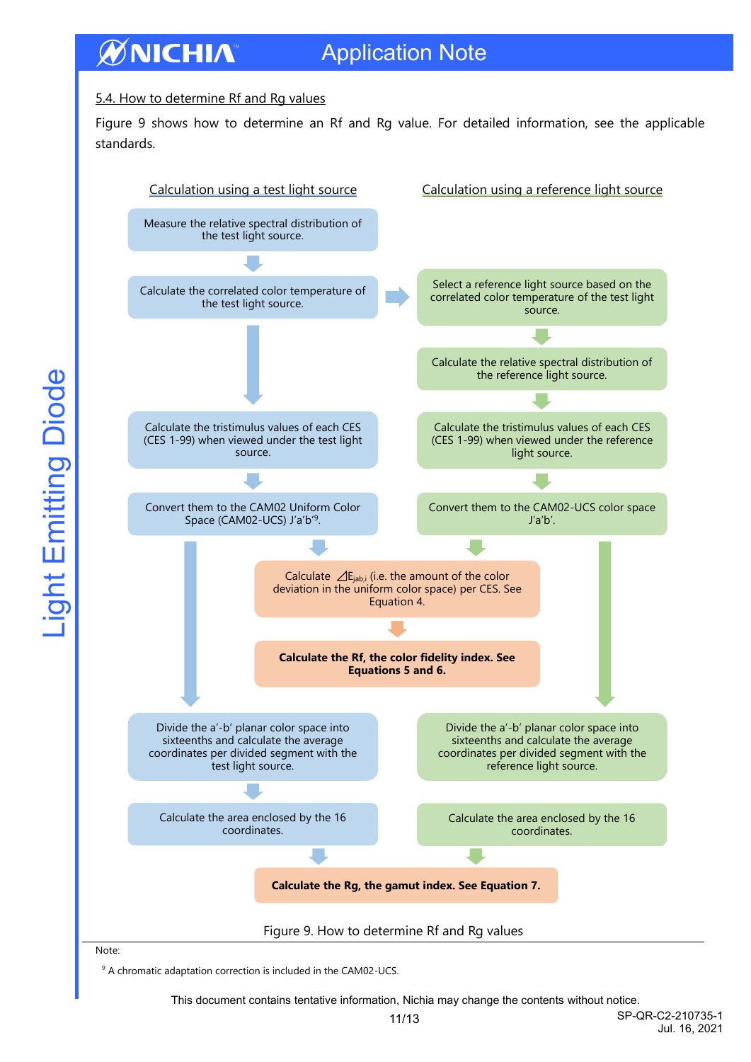### 5.4. How to determine Rf and Rg values

Figure 9 shows how to determine an Rf and Rg value. For detailed information, see the applicable standards.

**Calculation using a test light source**

1. Measure the relative spectral distribution of the test light source.
2. Calculate the correlated color temperature of the test light source.
3. Calculate the tristimulus values of each CES (CES 1-99) when viewed under the test light source.
4. Convert them to the CAM02 Uniform Color Space (CAM02-UCS) J'a'b'[9].
5. Divide the a'-b' planar color space into sixteenths and calculate the average coordinates per divided segment with the test light source.
6. Calculate the area enclosed by the 16 coordinates.

**Calculation using a reference light source**

1. Select a reference light source based on the correlated color temperature of the test light source.
2. Calculate the relative spectral distribution of the reference light source.
3. Calculate the tristimulus values of each CES (CES 1-99) when viewed under the reference light source.
4. Convert them to the CAM02-UCS color space J'a'b'.
5. Divide the a'-b' planar color space into sixteenths and calculate the average coordinates per divided segment with the reference light source.
6. Calculate the area enclosed by the 16 coordinates.

**Combined steps**

- Calculate $\Delta E_{jab,i}$ (i.e. the amount of the color deviation in the uniform color space) per CES. See Equation 4.
- **Calculate the Rf, the color fidelity index. See Equations 5 and 6.**
- **Calculate the Rg, the gamut index. See Equation 7.**

Figure 9. How to determine Rf and Rg values

Note:

[9] A chromatic adaptation correction is included in the CAM02-UCS.

This document contains tentative information, Nichia may change the contents without notice.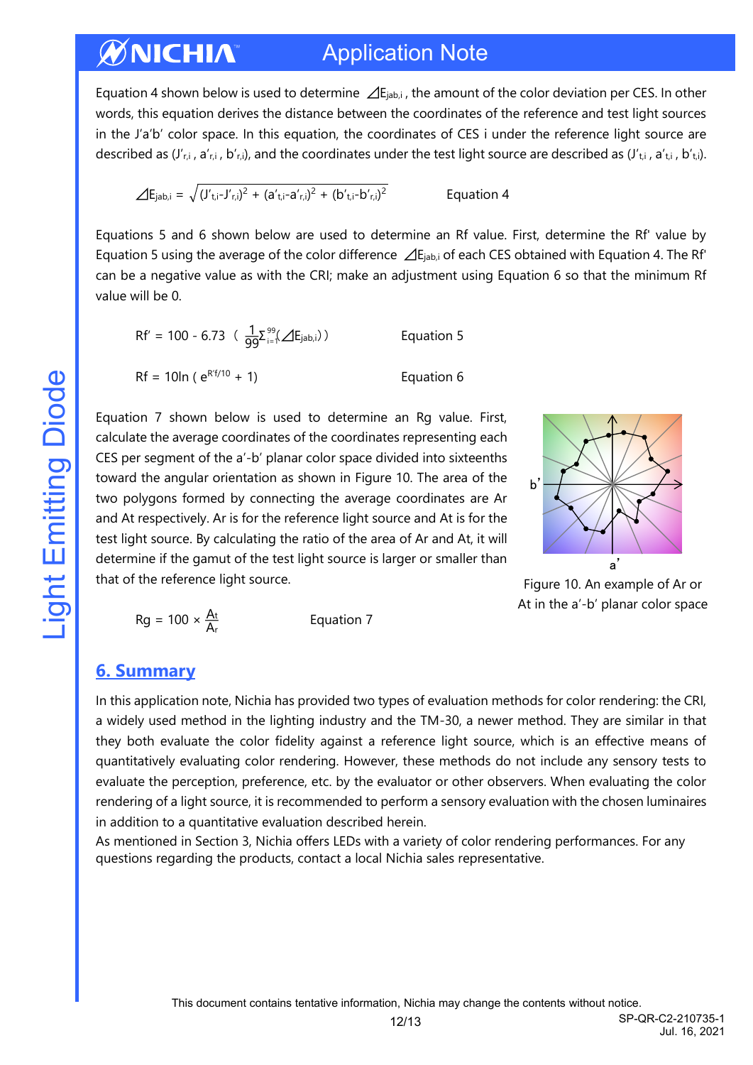Equation 4 shown below is used to determine $\Delta E_{jab,i}$, the amount of the color deviation per CES. In other words, this equation derives the distance between the coordinates of the reference and test light sources in the J'a'b' color space. In this equation, the coordinates of CES i under the reference light source are described as ($J'_{r,i}$, $a'_{r,i}$, $b'_{r,i}$), and the coordinates under the test light source are described as ($J'_{t,i}$, $a'_{t,i}$, $b'_{t,i}$).

$$\Delta E_{jab,i} = \sqrt{(J'_{t,i}-J'_{r,i})^2 + (a'_{t,i}-a'_{r,i})^2 + (b'_{t,i}-b'_{r,i})^2} \qquad \text{Equation 4}$$

Equations 5 and 6 shown below are used to determine an Rf value. First, determine the Rf' value by Equation 5 using the average of the color difference $\Delta E_{jab,i}$ of each CES obtained with Equation 4. The Rf' can be a negative value as with the CRI; make an adjustment using Equation 6 so that the minimum Rf value will be 0.

$$Rf' = 100 - 6.73 \left( \frac{1}{99}\sum_{i=1}^{99}(\Delta E_{jab,i}) \right) \qquad \text{Equation 5}$$

$$Rf = 10\ln\left(e^{Rf'/10} + 1\right) \qquad \text{Equation 6}$$

Equation 7 shown below is used to determine an Rg value. First, calculate the average coordinates of the coordinates representing each CES per segment of the a'-b' planar color space divided into sixteenths toward the angular orientation as shown in Figure 10. The area of the two polygons formed by connecting the average coordinates are Ar and At respectively. Ar is for the reference light source and At is for the test light source. By calculating the ratio of the area of Ar and At, it will determine if the gamut of the test light source is larger or smaller than that of the reference light source.

$$Rg = 100 \times \frac{A_t}{A_r} \qquad \text{Equation 7}$$

Figure 10. An example of Ar or At in the a'-b' planar color space

## 6. Summary

In this application note, Nichia has provided two types of evaluation methods for color rendering: the CRI, a widely used method in the lighting industry and the TM-30, a newer method. They are similar in that they both evaluate the color fidelity against a reference light source, which is an effective means of quantitatively evaluating color rendering. However, these methods do not include any sensory tests to evaluate the perception, preference, etc. by the evaluator or other observers. When evaluating the color rendering of a light source, it is recommended to perform a sensory evaluation with the chosen luminaires in addition to a quantitative evaluation described herein.

As mentioned in Section 3, Nichia offers LEDs with a variety of color rendering performances. For any questions regarding the products, contact a local Nichia sales representative.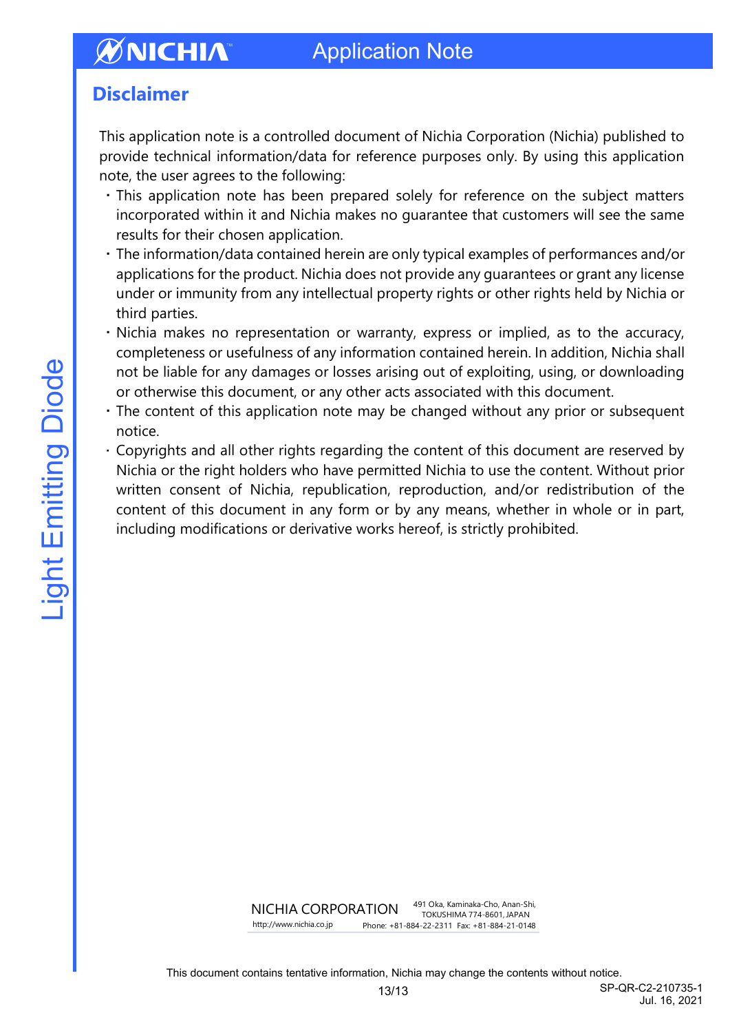## Disclaimer

This application note is a controlled document of Nichia Corporation (Nichia) published to provide technical information/data for reference purposes only. By using this application note, the user agrees to the following:

- This application note has been prepared solely for reference on the subject matters incorporated within it and Nichia makes no guarantee that customers will see the same results for their chosen application.
- The information/data contained herein are only typical examples of performances and/or applications for the product. Nichia does not provide any guarantees or grant any license under or immunity from any intellectual property rights or other rights held by Nichia or third parties.
- Nichia makes no representation or warranty, express or implied, as to the accuracy, completeness or usefulness of any information contained herein. In addition, Nichia shall not be liable for any damages or losses arising out of exploiting, using, or downloading or otherwise this document, or any other acts associated with this document.
- The content of this application note may be changed without any prior or subsequent notice.
- Copyrights and all other rights regarding the content of this document are reserved by Nichia or the right holders who have permitted Nichia to use the content. Without prior written consent of Nichia, republication, reproduction, and/or redistribution of the content of this document in any form or by any means, whether in whole or in part, including modifications or derivative works hereof, is strictly prohibited.

NICHIA CORPORATION
491 Oka, Kaminaka-Cho, Anan-Shi, TOKUSHIMA 774-8601, JAPAN
http://www.nichia.co.jp
Phone: +81-884-22-2311 Fax: +81-884-21-0148